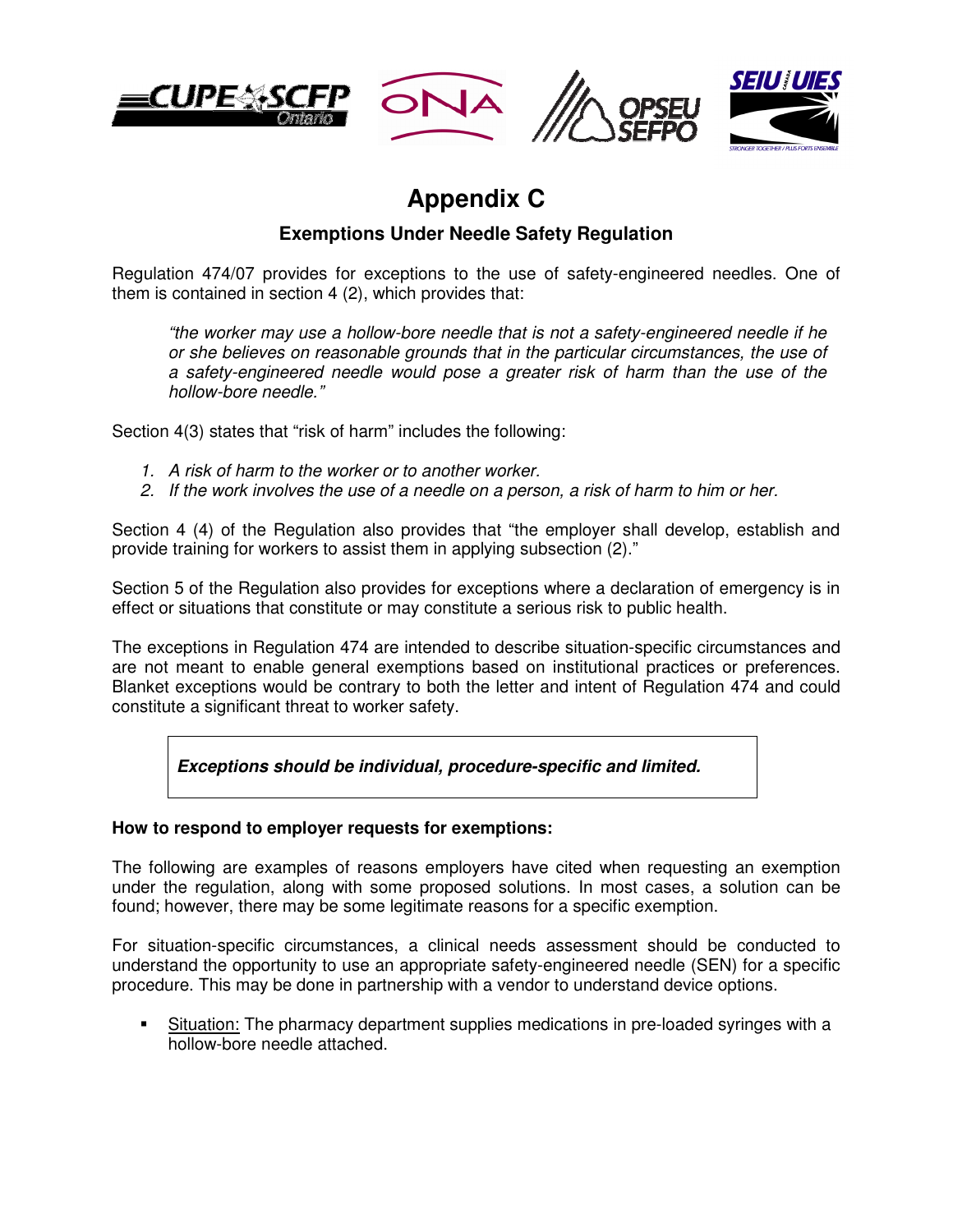# Appendix C

## Exemptions Under Needle Safety Regulation

Regulation 474/07 provides for exceptions to the use of safety-engineered needles. One of them is contained in section 4 (2), which provides that:

> *"the worker may use a hollow-bore needle that is not a safety-engineered needle if he or she believes on reasonable grounds that in the particular circumstances, the use of a safety-engineered needle would pose a greater risk of harm than the use of the hollow-bore needle."*

Section 4(3) states that "risk of harm" includes the following:

1. *A risk of harm to the worker or to another worker.*
2. *If the work involves the use of a needle on a person, a risk of harm to him or her.*

Section 4 (4) of the Regulation also provides that "the employer shall develop, establish and provide training for workers to assist them in applying subsection (2)."

Section 5 of the Regulation also provides for exceptions where a declaration of emergency is in effect or situations that constitute or may constitute a serious risk to public health.

The exceptions in Regulation 474 are intended to describe situation-specific circumstances and are not meant to enable general exemptions based on institutional practices or preferences. Blanket exceptions would be contrary to both the letter and intent of Regulation 474 and could constitute a significant threat to worker safety.

***Exceptions should be individual, procedure-specific and limited.***

**How to respond to employer requests for exemptions:**

The following are examples of reasons employers have cited when requesting an exemption under the regulation, along with some proposed solutions. In most cases, a solution can be found; however, there may be some legitimate reasons for a specific exemption.

For situation-specific circumstances, a clinical needs assessment should be conducted to understand the opportunity to use an appropriate safety-engineered needle (SEN) for a specific procedure. This may be done in partnership with a vendor to understand device options.

- Situation: The pharmacy department supplies medications in pre-loaded syringes with a hollow-bore needle attached.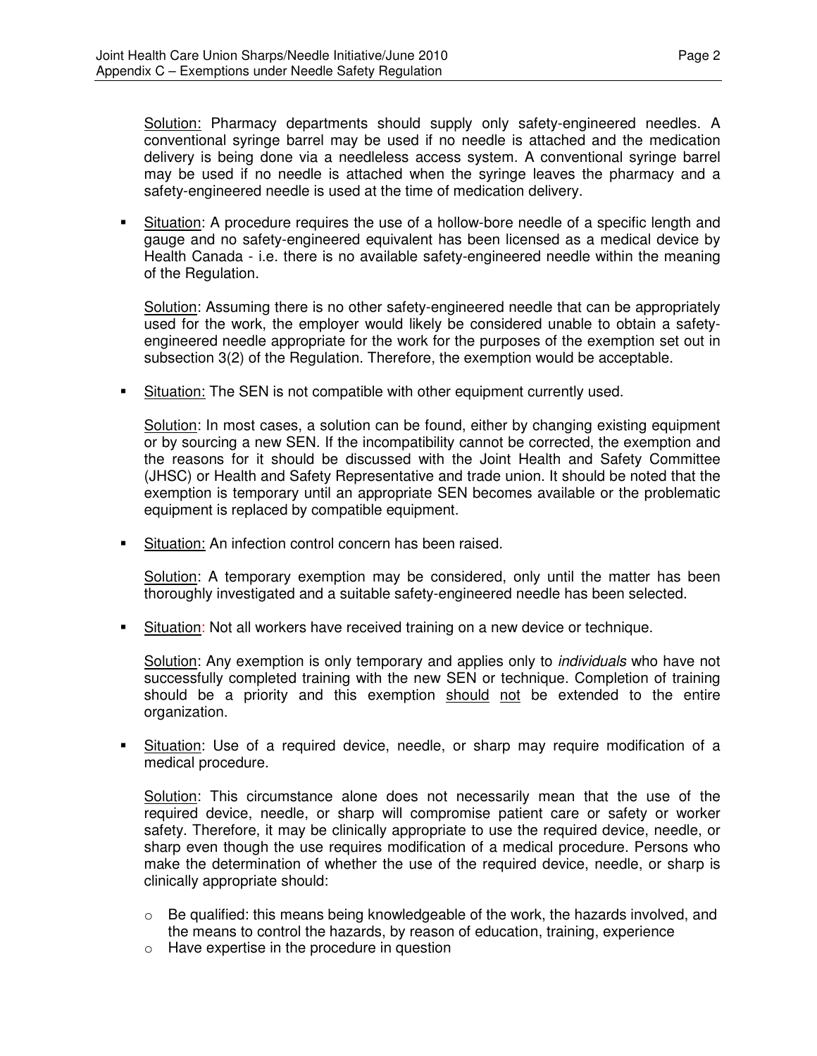Solution: Pharmacy departments should supply only safety-engineered needles. A conventional syringe barrel may be used if no needle is attached and the medication delivery is being done via a needleless access system. A conventional syringe barrel may be used if no needle is attached when the syringe leaves the pharmacy and a safety-engineered needle is used at the time of medication delivery.

- Situation: A procedure requires the use of a hollow-bore needle of a specific length and gauge and no safety-engineered equivalent has been licensed as a medical device by Health Canada - i.e. there is no available safety-engineered needle within the meaning of the Regulation.

  Solution: Assuming there is no other safety-engineered needle that can be appropriately used for the work, the employer would likely be considered unable to obtain a safety-engineered needle appropriate for the work for the purposes of the exemption set out in subsection 3(2) of the Regulation. Therefore, the exemption would be acceptable.

- Situation: The SEN is not compatible with other equipment currently used.

  Solution: In most cases, a solution can be found, either by changing existing equipment or by sourcing a new SEN. If the incompatibility cannot be corrected, the exemption and the reasons for it should be discussed with the Joint Health and Safety Committee (JHSC) or Health and Safety Representative and trade union. It should be noted that the exemption is temporary until an appropriate SEN becomes available or the problematic equipment is replaced by compatible equipment.

- Situation: An infection control concern has been raised.

  Solution: A temporary exemption may be considered, only until the matter has been thoroughly investigated and a suitable safety-engineered needle has been selected.

- Situation: Not all workers have received training on a new device or technique.

  Solution: Any exemption is only temporary and applies only to *individuals* who have not successfully completed training with the new SEN or technique. Completion of training should be a priority and this exemption should not be extended to the entire organization.

- Situation: Use of a required device, needle, or sharp may require modification of a medical procedure.

  Solution: This circumstance alone does not necessarily mean that the use of the required device, needle, or sharp will compromise patient care or safety or worker safety. Therefore, it may be clinically appropriate to use the required device, needle, or sharp even though the use requires modification of a medical procedure. Persons who make the determination of whether the use of the required device, needle, or sharp is clinically appropriate should:

  - Be qualified: this means being knowledgeable of the work, the hazards involved, and the means to control the hazards, by reason of education, training, experience
  - Have expertise in the procedure in question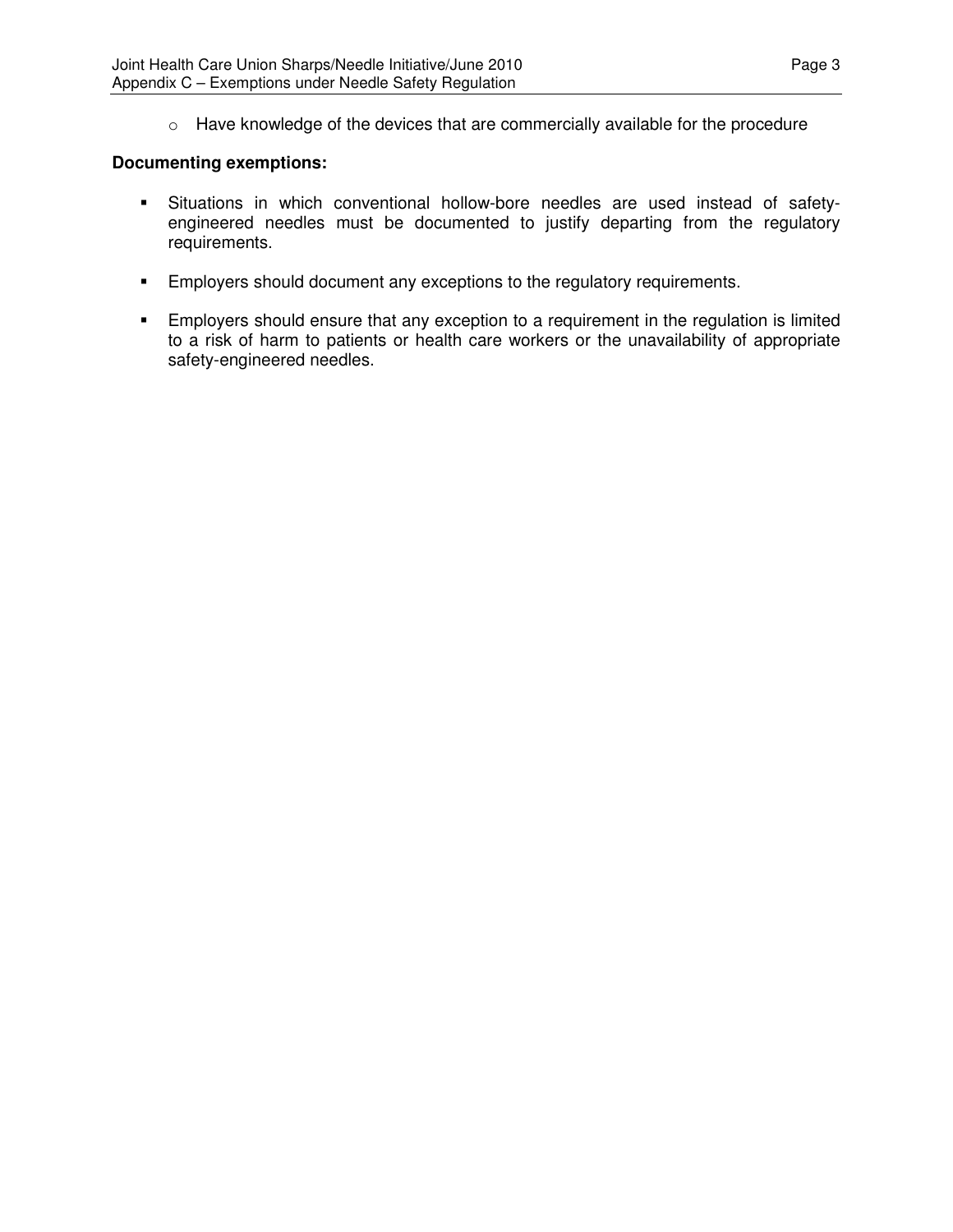- Have knowledge of the devices that are commercially available for the procedure

**Documenting exemptions:**

- Situations in which conventional hollow-bore needles are used instead of safety-engineered needles must be documented to justify departing from the regulatory requirements.

- Employers should document any exceptions to the regulatory requirements.

- Employers should ensure that any exception to a requirement in the regulation is limited to a risk of harm to patients or health care workers or the unavailability of appropriate safety-engineered needles.